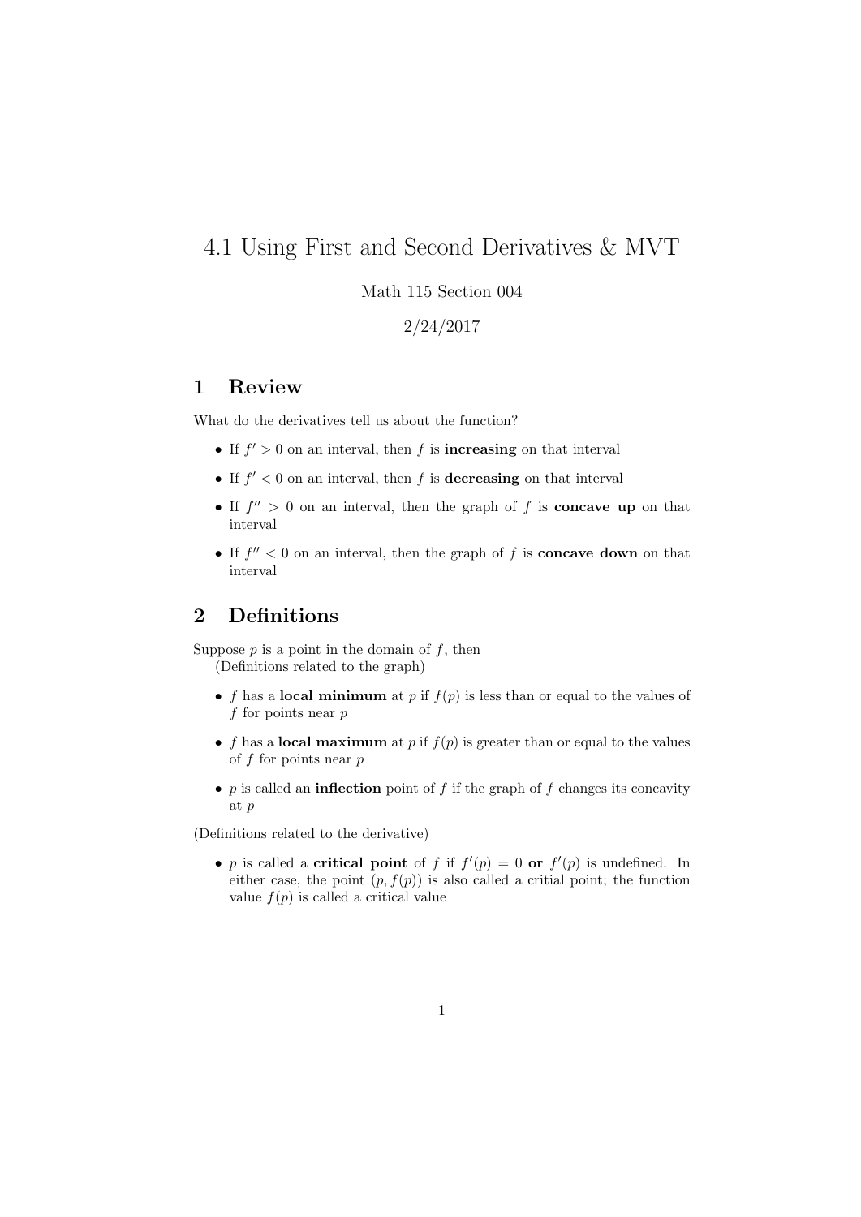# 4.1 Using First and Second Derivatives & MVT

Math 115 Section 004

2/24/2017

## 1 Review

What do the derivatives tell us about the function?

- If $f' > 0$ on an interval, then $f$ is **increasing** on that interval
- If $f' < 0$ on an interval, then $f$ is **decreasing** on that interval
- If $f'' > 0$ on an interval, then the graph of $f$ is **concave up** on that interval
- If $f'' < 0$ on an interval, then the graph of $f$ is **concave down** on that interval

## 2 Definitions

Suppose $p$ is a point in the domain of $f$, then
(Definitions related to the graph)

- $f$ has a **local minimum** at $p$ if $f(p)$ is less than or equal to the values of $f$ for points near $p$
- $f$ has a **local maximum** at $p$ if $f(p)$ is greater than or equal to the values of $f$ for points near $p$
- $p$ is called an **inflection** point of $f$ if the graph of $f$ changes its concavity at $p$

(Definitions related to the derivative)

- $p$ is called a **critical point** of $f$ if $f'(p) = 0$ **or** $f'(p)$ is undefined. In either case, the point $(p, f(p))$ is also called a critial point; the function value $f(p)$ is called a critical value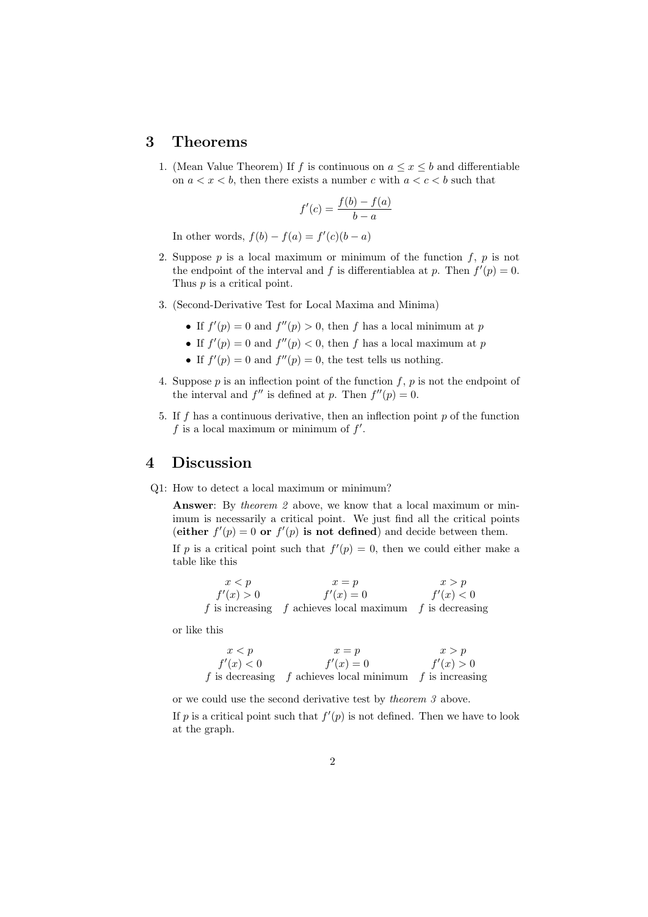## 3 Theorems

1. (Mean Value Theorem) If $f$ is continuous on $a \leq x \leq b$ and differentiable on $a < x < b$, then there exists a number $c$ with $a < c < b$ such that

$$f'(c) = \frac{f(b) - f(a)}{b - a}$$

   In other words, $f(b) - f(a) = f'(c)(b - a)$

2. Suppose $p$ is a local maximum or minimum of the function $f$, $p$ is not the endpoint of the interval and $f$ is differentiablea at $p$. Then $f'(p) = 0$. Thus $p$ is a critical point.

3. (Second-Derivative Test for Local Maxima and Minima)
   - If $f'(p) = 0$ and $f''(p) > 0$, then $f$ has a local minimum at $p$
   - If $f'(p) = 0$ and $f''(p) < 0$, then $f$ has a local maximum at $p$
   - If $f'(p) = 0$ and $f''(p) = 0$, the test tells us nothing.

4. Suppose $p$ is an inflection point of the function $f$, $p$ is not the endpoint of the interval and $f''$ is defined at $p$. Then $f''(p) = 0$.

5. If $f$ has a continuous derivative, then an inflection point $p$ of the function $f$ is a local maximum or minimum of $f'$.

## 4 Discussion

Q1: How to detect a local maximum or minimum?

**Answer**: By *theorem 2* above, we know that a local maximum or minimum is necessarily a critical point. We just find all the critical points (**either** $f'(p) = 0$ **or** $f'(p)$ **is not defined**) and decide between them.

If $p$ is a critical point such that $f'(p) = 0$, then we could either make a table like this

| $x < p$ | $x = p$ | $x > p$ |
|---|---|---|
| $f'(x) > 0$ | $f'(x) = 0$ | $f'(x) < 0$ |
| $f$ is increasing | $f$ achieves local maximum | $f$ is decreasing |

or like this

| $x < p$ | $x = p$ | $x > p$ |
|---|---|---|
| $f'(x) < 0$ | $f'(x) = 0$ | $f'(x) > 0$ |
| $f$ is decreasing | $f$ achieves local minimum | $f$ is increasing |

or we could use the second derivative test by *theorem 3* above.

If $p$ is a critical point such that $f'(p)$ is not defined. Then we have to look at the graph.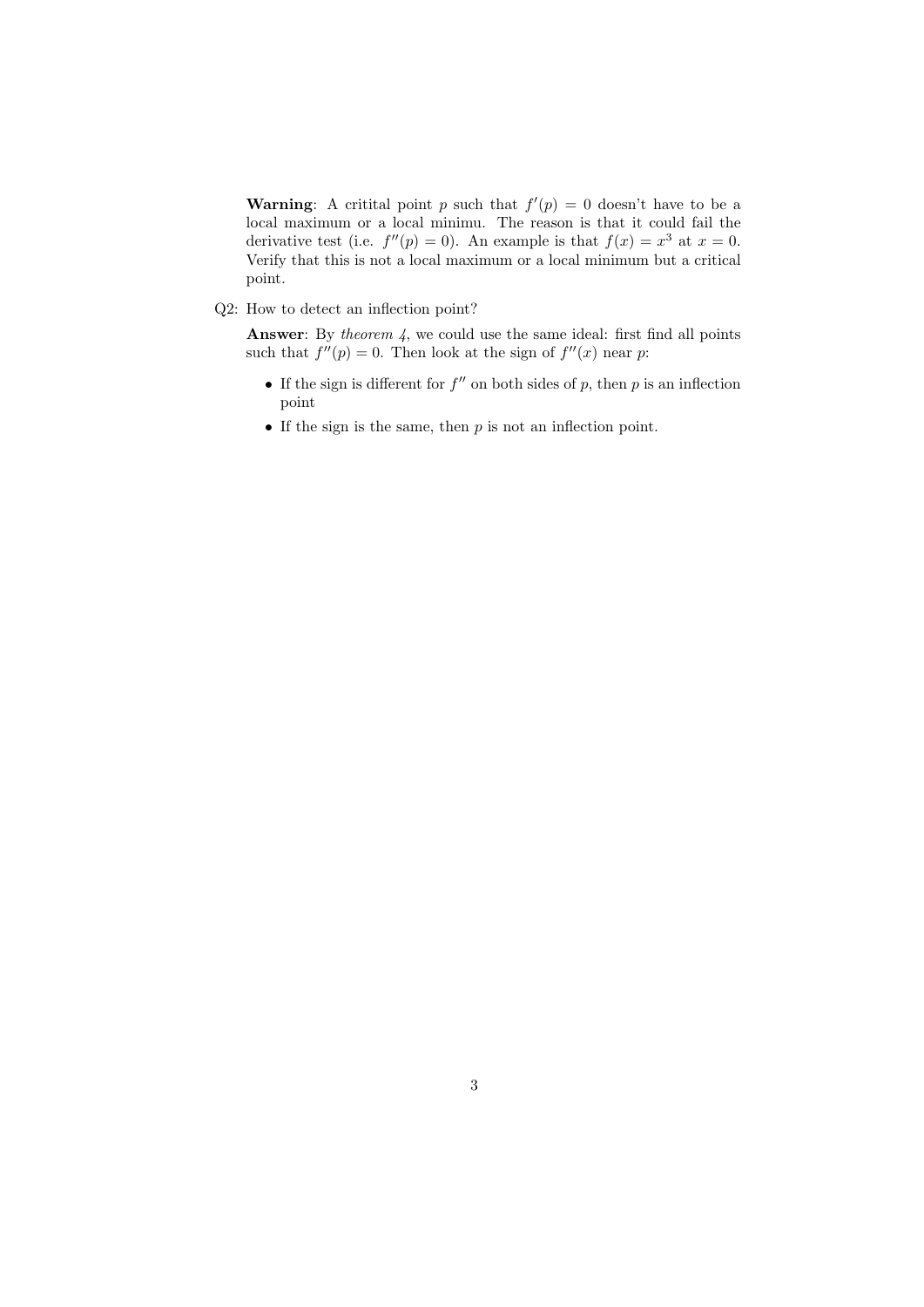**Warning**: A critital point $p$ such that $f'(p) = 0$ doesn't have to be a local maximum or a local minimu. The reason is that it could fail the derivative test (i.e. $f''(p) = 0$). An example is that $f(x) = x^3$ at $x = 0$. Verify that this is not a local maximum or a local minimum but a critical point.

Q2: How to detect an inflection point?

**Answer**: By *theorem 4*, we could use the same ideal: first find all points such that $f''(p) = 0$. Then look at the sign of $f''(x)$ near $p$:

- If the sign is different for $f''$ on both sides of $p$, then $p$ is an inflection point
- If the sign is the same, then $p$ is not an inflection point.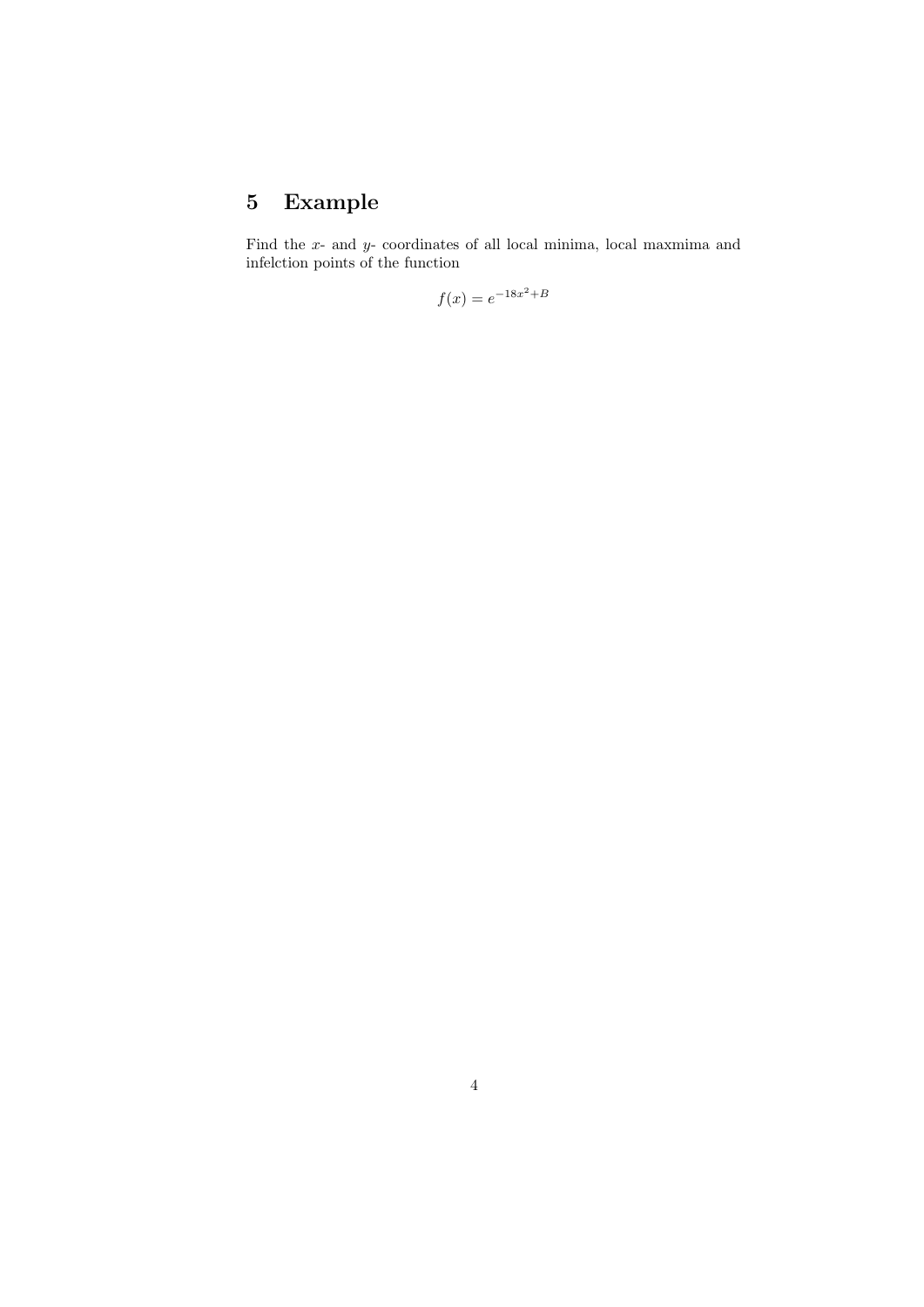## 5 Example

Find the $x$- and $y$- coordinates of all local minima, local maxmima and infelction points of the function

$$f(x) = e^{-18x^2+B}$$